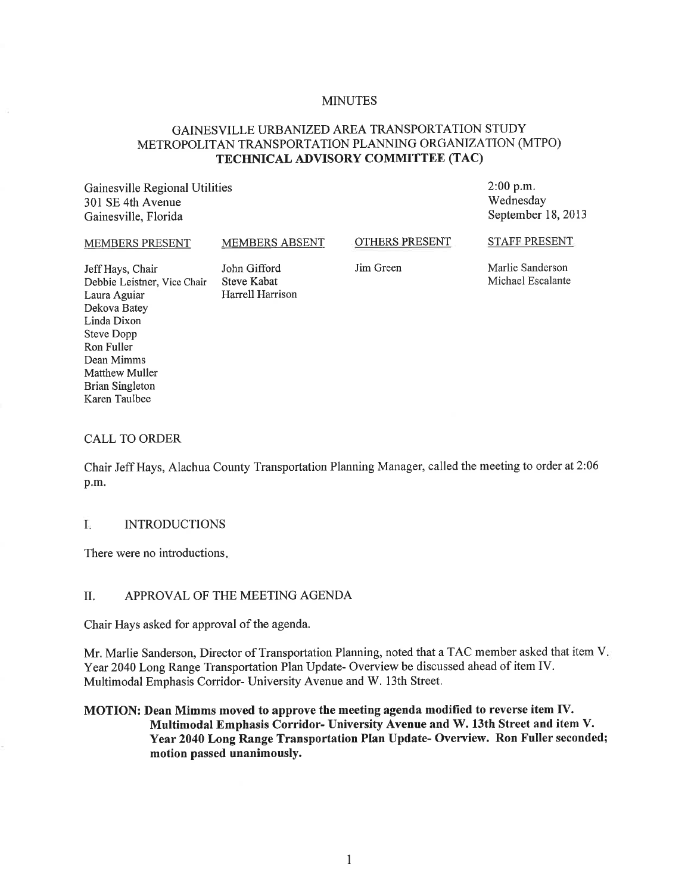# MINUTES

## GAINESVILLE URBANIZED AREA TRANSPORTATION STUDY METROPOLITAN TRANSPORTATION PLANNING ORGANIZATION (MTPO) TECHNICAL ADVISORY COMMITTEE (TAC)

Gainesville Regional Utilities
301 SE 4th Avenue
Gainesville, Florida

2:00 p.m.
Wednesday
September 18, 2013

| MEMBERS PRESENT | MEMBERS ABSENT | OTHERS PRESENT | STAFF PRESENT |
|---|---|---|---|
| Jeff Hays, Chair | John Gifford | Jim Green | Marlie Sanderson |
| Debbie Leistner, Vice Chair | Steve Kabat | | Michael Escalante |
| Laura Aguiar | Harrell Harrison | | |
| Dekova Batey | | | |
| Linda Dixon | | | |
| Steve Dopp | | | |
| Ron Fuller | | | |
| Dean Mimms | | | |
| Matthew Muller | | | |
| Brian Singleton | | | |
| Karen Taulbee | | | |

CALL TO ORDER

Chair Jeff Hays, Alachua County Transportation Planning Manager, called the meeting to order at 2:06 p.m.

I. INTRODUCTIONS

There were no introductions.

II. APPROVAL OF THE MEETING AGENDA

Chair Hays asked for approval of the agenda.

Mr. Marlie Sanderson, Director of Transportation Planning, noted that a TAC member asked that item V. Year 2040 Long Range Transportation Plan Update- Overview be discussed ahead of item IV. Multimodal Emphasis Corridor- University Avenue and W. 13th Street.

**MOTION: Dean Mimms moved to approve the meeting agenda modified to reverse item IV. Multimodal Emphasis Corridor- University Avenue and W. 13th Street and item V. Year 2040 Long Range Transportation Plan Update- Overview. Ron Fuller seconded; motion passed unanimously.**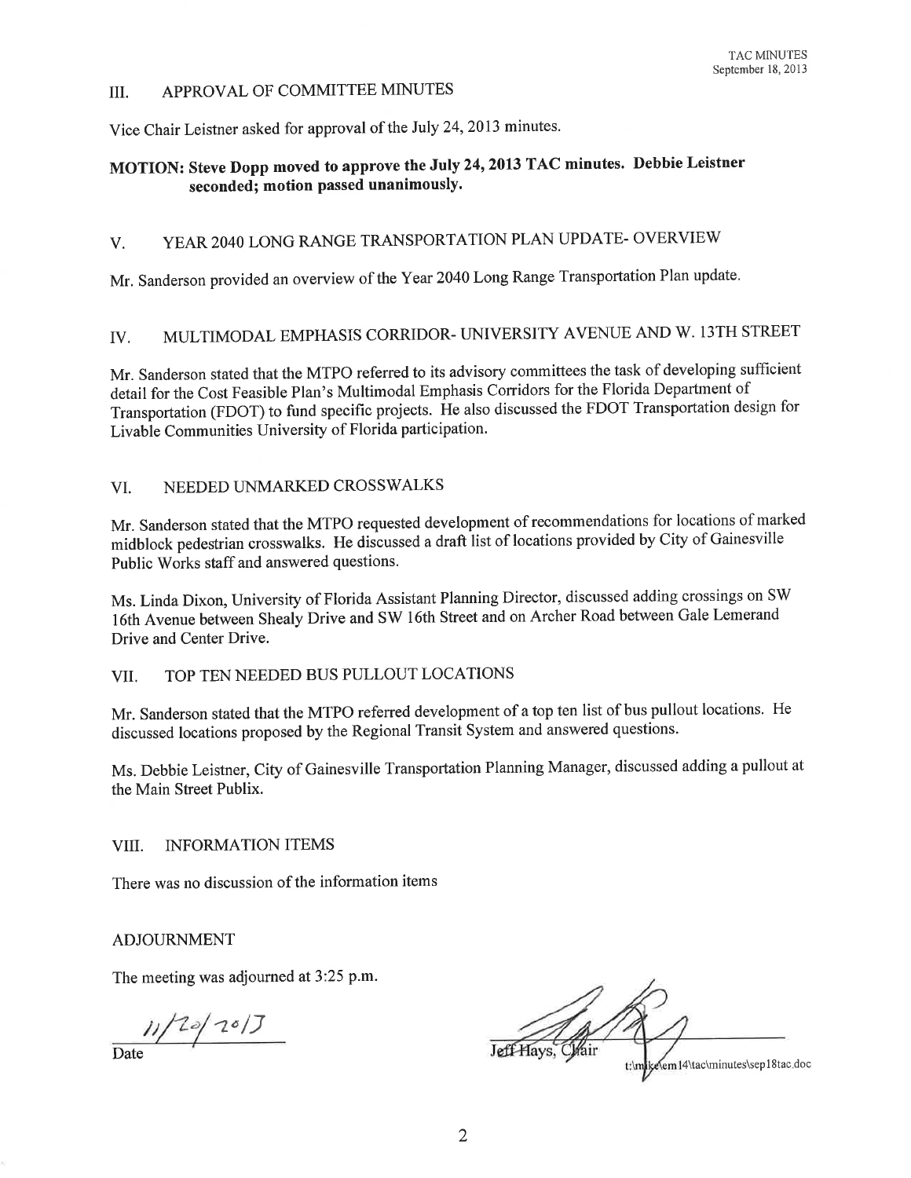## III. APPROVAL OF COMMITTEE MINUTES

Vice Chair Leistner asked for approval of the July 24, 2013 minutes.

**MOTION: Steve Dopp moved to approve the July 24, 2013 TAC minutes. Debbie Leistner seconded; motion passed unanimously.**

## V. YEAR 2040 LONG RANGE TRANSPORTATION PLAN UPDATE- OVERVIEW

Mr. Sanderson provided an overview of the Year 2040 Long Range Transportation Plan update.

## IV. MULTIMODAL EMPHASIS CORRIDOR- UNIVERSITY AVENUE AND W. 13TH STREET

Mr. Sanderson stated that the MTPO referred to its advisory committees the task of developing sufficient detail for the Cost Feasible Plan's Multimodal Emphasis Corridors for the Florida Department of Transportation (FDOT) to fund specific projects. He also discussed the FDOT Transportation design for Livable Communities University of Florida participation.

## VI. NEEDED UNMARKED CROSSWALKS

Mr. Sanderson stated that the MTPO requested development of recommendations for locations of marked midblock pedestrian crosswalks. He discussed a draft list of locations provided by City of Gainesville Public Works staff and answered questions.

Ms. Linda Dixon, University of Florida Assistant Planning Director, discussed adding crossings on SW 16th Avenue between Shealy Drive and SW 16th Street and on Archer Road between Gale Lemerand Drive and Center Drive.

## VII. TOP TEN NEEDED BUS PULLOUT LOCATIONS

Mr. Sanderson stated that the MTPO referred development of a top ten list of bus pullout locations. He discussed locations proposed by the Regional Transit System and answered questions.

Ms. Debbie Leistner, City of Gainesville Transportation Planning Manager, discussed adding a pullout at the Main Street Publix.

## VIII. INFORMATION ITEMS

There was no discussion of the information items

## ADJOURNMENT

The meeting was adjourned at 3:25 p.m.

11/20/2013
Date

Jeff Hays, Chair

t:\mike\em14\tac\minutes\sep18tac.doc